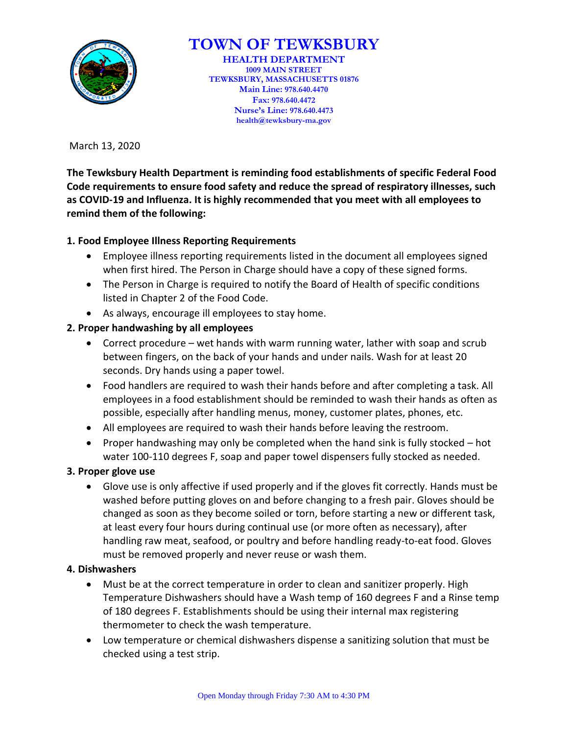# TOWN OF TEWKSBURY

**HEALTH DEPARTMENT**
**1009 MAIN STREET**
**TEWKSBURY, MASSACHUSETTS 01876**
**Main Line: 978.640.4470**
**Fax: 978.640.4472**
**Nurse's Line: 978.640.4473**
**health@tewksbury-ma.gov**

March 13, 2020

**The Tewksbury Health Department is reminding food establishments of specific Federal Food Code requirements to ensure food safety and reduce the spread of respiratory illnesses, such as COVID-19 and Influenza. It is highly recommended that you meet with all employees to remind them of the following:**

**1. Food Employee Illness Reporting Requirements**

- Employee illness reporting requirements listed in the document all employees signed when first hired. The Person in Charge should have a copy of these signed forms.
- The Person in Charge is required to notify the Board of Health of specific conditions listed in Chapter 2 of the Food Code.
- As always, encourage ill employees to stay home.

**2. Proper handwashing by all employees**

- Correct procedure – wet hands with warm running water, lather with soap and scrub between fingers, on the back of your hands and under nails. Wash for at least 20 seconds. Dry hands using a paper towel.
- Food handlers are required to wash their hands before and after completing a task. All employees in a food establishment should be reminded to wash their hands as often as possible, especially after handling menus, money, customer plates, phones, etc.
- All employees are required to wash their hands before leaving the restroom.
- Proper handwashing may only be completed when the hand sink is fully stocked – hot water 100-110 degrees F, soap and paper towel dispensers fully stocked as needed.

**3. Proper glove use**

- Glove use is only affective if used properly and if the gloves fit correctly. Hands must be washed before putting gloves on and before changing to a fresh pair. Gloves should be changed as soon as they become soiled or torn, before starting a new or different task, at least every four hours during continual use (or more often as necessary), after handling raw meat, seafood, or poultry and before handling ready-to-eat food. Gloves must be removed properly and never reuse or wash them.

**4. Dishwashers**

- Must be at the correct temperature in order to clean and sanitizer properly. High Temperature Dishwashers should have a Wash temp of 160 degrees F and a Rinse temp of 180 degrees F. Establishments should be using their internal max registering thermometer to check the wash temperature.
- Low temperature or chemical dishwashers dispense a sanitizing solution that must be checked using a test strip.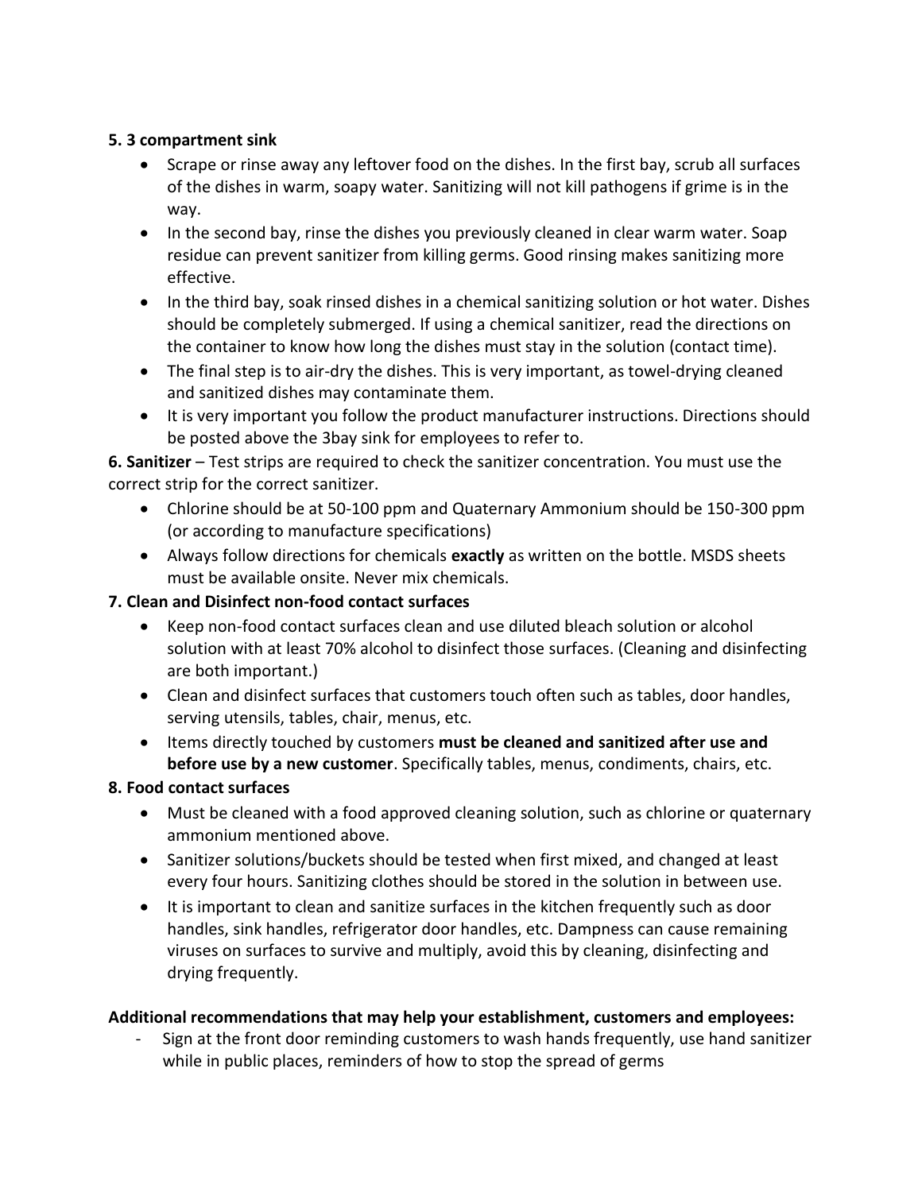**5. 3 compartment sink**

- Scrape or rinse away any leftover food on the dishes. In the first bay, scrub all surfaces of the dishes in warm, soapy water. Sanitizing will not kill pathogens if grime is in the way.
- In the second bay, rinse the dishes you previously cleaned in clear warm water. Soap residue can prevent sanitizer from killing germs. Good rinsing makes sanitizing more effective.
- In the third bay, soak rinsed dishes in a chemical sanitizing solution or hot water. Dishes should be completely submerged. If using a chemical sanitizer, read the directions on the container to know how long the dishes must stay in the solution (contact time).
- The final step is to air-dry the dishes. This is very important, as towel-drying cleaned and sanitized dishes may contaminate them.
- It is very important you follow the product manufacturer instructions. Directions should be posted above the 3bay sink for employees to refer to.

**6. Sanitizer** – Test strips are required to check the sanitizer concentration. You must use the correct strip for the correct sanitizer.

- Chlorine should be at 50-100 ppm and Quaternary Ammonium should be 150-300 ppm (or according to manufacture specifications)
- Always follow directions for chemicals **exactly** as written on the bottle. MSDS sheets must be available onsite. Never mix chemicals.

**7. Clean and Disinfect non-food contact surfaces**

- Keep non-food contact surfaces clean and use diluted bleach solution or alcohol solution with at least 70% alcohol to disinfect those surfaces. (Cleaning and disinfecting are both important.)
- Clean and disinfect surfaces that customers touch often such as tables, door handles, serving utensils, tables, chair, menus, etc.
- Items directly touched by customers **must be cleaned and sanitized after use and before use by a new customer**. Specifically tables, menus, condiments, chairs, etc.

**8. Food contact surfaces**

- Must be cleaned with a food approved cleaning solution, such as chlorine or quaternary ammonium mentioned above.
- Sanitizer solutions/buckets should be tested when first mixed, and changed at least every four hours. Sanitizing clothes should be stored in the solution in between use.
- It is important to clean and sanitize surfaces in the kitchen frequently such as door handles, sink handles, refrigerator door handles, etc. Dampness can cause remaining viruses on surfaces to survive and multiply, avoid this by cleaning, disinfecting and drying frequently.

**Additional recommendations that may help your establishment, customers and employees:**

- Sign at the front door reminding customers to wash hands frequently, use hand sanitizer while in public places, reminders of how to stop the spread of germs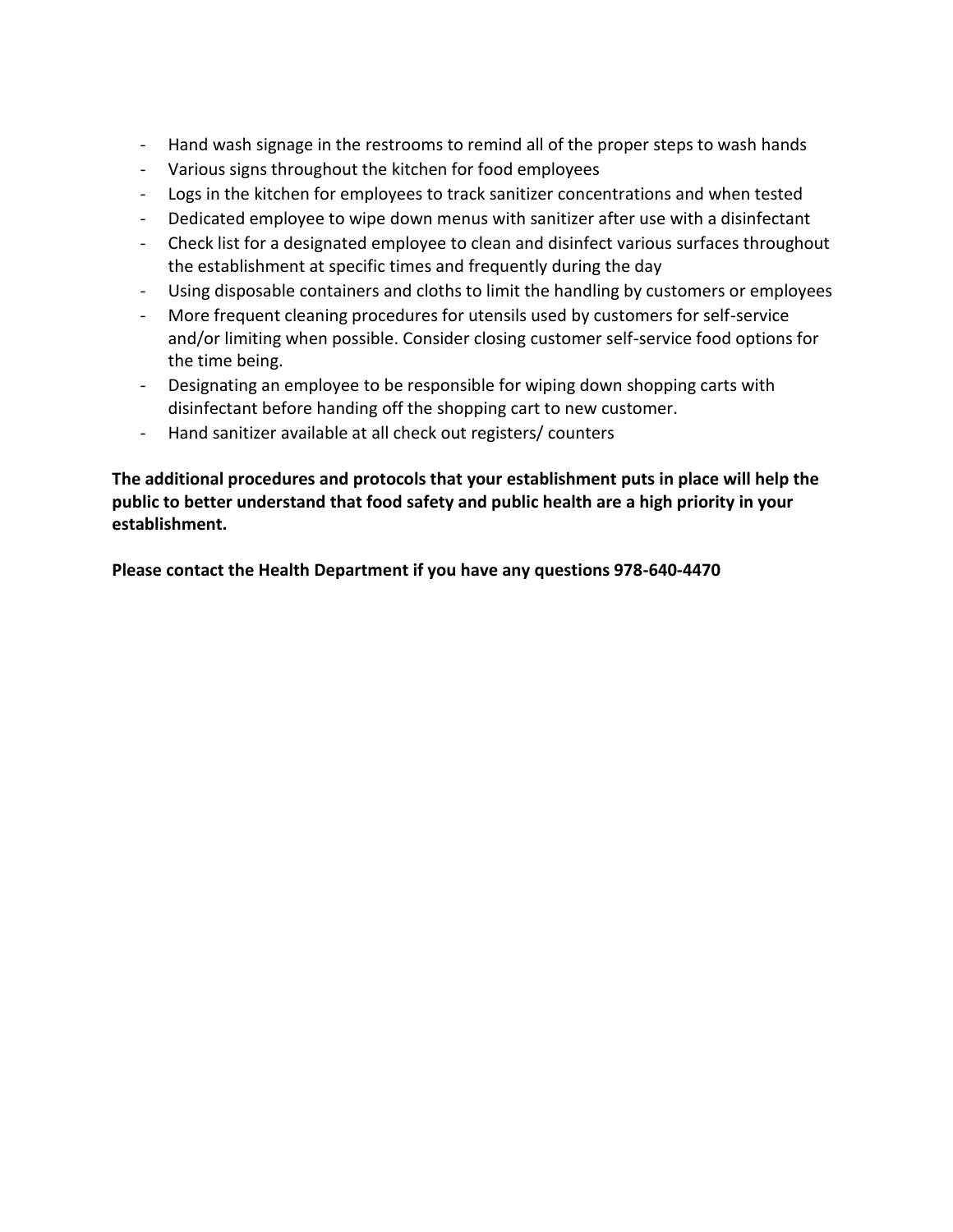- Hand wash signage in the restrooms to remind all of the proper steps to wash hands
- Various signs throughout the kitchen for food employees
- Logs in the kitchen for employees to track sanitizer concentrations and when tested
- Dedicated employee to wipe down menus with sanitizer after use with a disinfectant
- Check list for a designated employee to clean and disinfect various surfaces throughout the establishment at specific times and frequently during the day
- Using disposable containers and cloths to limit the handling by customers or employees
- More frequent cleaning procedures for utensils used by customers for self-service and/or limiting when possible. Consider closing customer self-service food options for the time being.
- Designating an employee to be responsible for wiping down shopping carts with disinfectant before handing off the shopping cart to new customer.
- Hand sanitizer available at all check out registers/ counters

**The additional procedures and protocols that your establishment puts in place will help the public to better understand that food safety and public health are a high priority in your establishment.**

**Please contact the Health Department if you have any questions 978-640-4470**